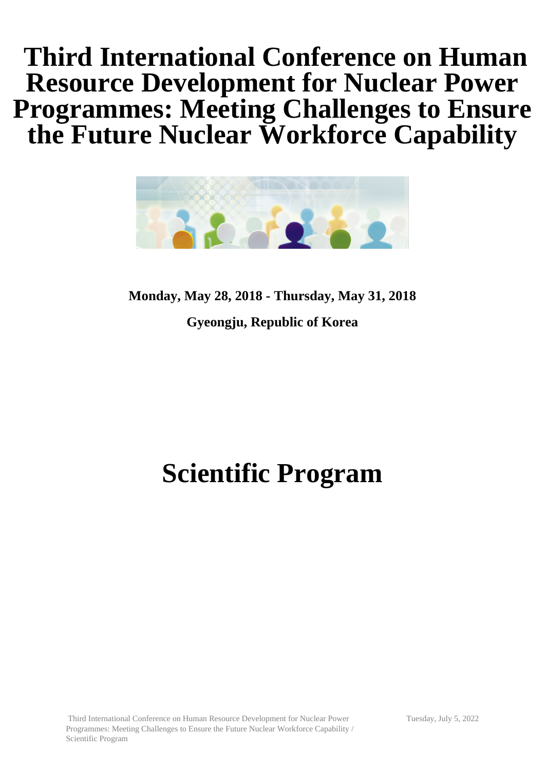# Third International Conference on Human Resource Development for Nuclear Power Programmes: Meeting Challenges to Ensure the Future Nuclear Workforce Capability

**Monday, May 28, 2018 - Thursday, May 31, 2018**

**Gyeongju, Republic of Korea**

# Scientific Program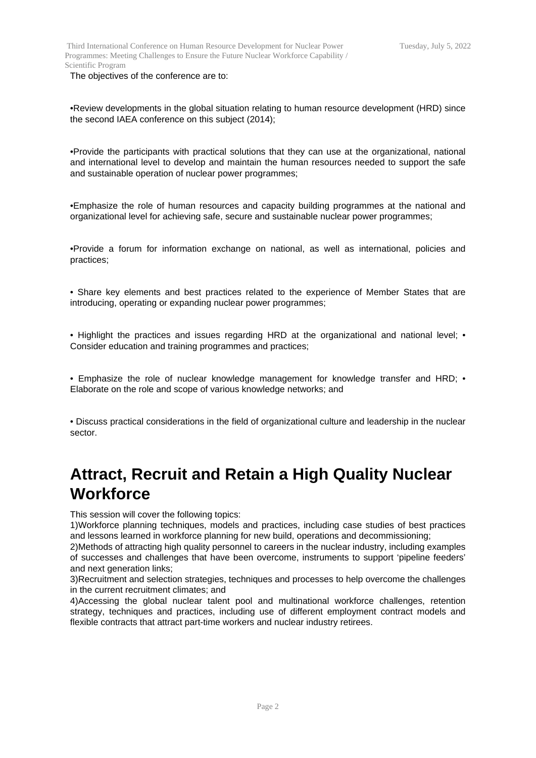The objectives of the conference are to:

•Review developments in the global situation relating to human resource development (HRD) since the second IAEA conference on this subject (2014);

•Provide the participants with practical solutions that they can use at the organizational, national and international level to develop and maintain the human resources needed to support the safe and sustainable operation of nuclear power programmes;

•Emphasize the role of human resources and capacity building programmes at the national and organizational level for achieving safe, secure and sustainable nuclear power programmes;

•Provide a forum for information exchange on national, as well as international, policies and practices;

• Share key elements and best practices related to the experience of Member States that are introducing, operating or expanding nuclear power programmes;

• Highlight the practices and issues regarding HRD at the organizational and national level; • Consider education and training programmes and practices;

• Emphasize the role of nuclear knowledge management for knowledge transfer and HRD; • Elaborate on the role and scope of various knowledge networks; and

• Discuss practical considerations in the field of organizational culture and leadership in the nuclear sector.

# Attract, Recruit and Retain a High Quality Nuclear Workforce

This session will cover the following topics:

1)Workforce planning techniques, models and practices, including case studies of best practices and lessons learned in workforce planning for new build, operations and decommissioning;

2)Methods of attracting high quality personnel to careers in the nuclear industry, including examples of successes and challenges that have been overcome, instruments to support 'pipeline feeders' and next generation links;

3)Recruitment and selection strategies, techniques and processes to help overcome the challenges in the current recruitment climates; and

4)Accessing the global nuclear talent pool and multinational workforce challenges, retention strategy, techniques and practices, including use of different employment contract models and flexible contracts that attract part-time workers and nuclear industry retirees.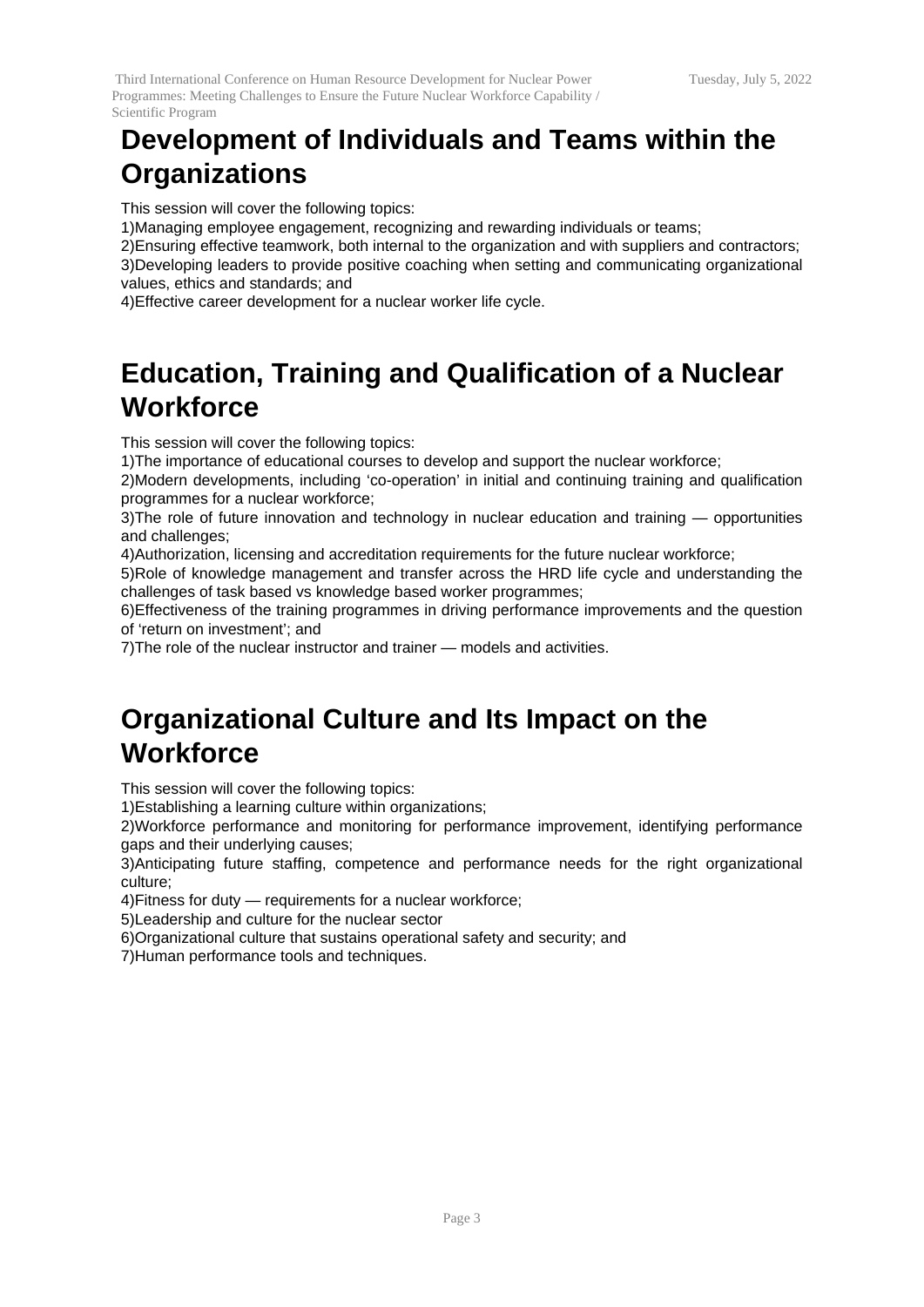# Development of Individuals and Teams within the Organizations

This session will cover the following topics:

1)Managing employee engagement, recognizing and rewarding individuals or teams;
2)Ensuring effective teamwork, both internal to the organization and with suppliers and contractors;
3)Developing leaders to provide positive coaching when setting and communicating organizational values, ethics and standards; and
4)Effective career development for a nuclear worker life cycle.

# Education, Training and Qualification of a Nuclear Workforce

This session will cover the following topics:

1)The importance of educational courses to develop and support the nuclear workforce;
2)Modern developments, including 'co-operation' in initial and continuing training and qualification programmes for a nuclear workforce;
3)The role of future innovation and technology in nuclear education and training — opportunities and challenges;
4)Authorization, licensing and accreditation requirements for the future nuclear workforce;
5)Role of knowledge management and transfer across the HRD life cycle and understanding the challenges of task based vs knowledge based worker programmes;
6)Effectiveness of the training programmes in driving performance improvements and the question of 'return on investment'; and
7)The role of the nuclear instructor and trainer — models and activities.

# Organizational Culture and Its Impact on the Workforce

This session will cover the following topics:

1)Establishing a learning culture within organizations;
2)Workforce performance and monitoring for performance improvement, identifying performance gaps and their underlying causes;
3)Anticipating future staffing, competence and performance needs for the right organizational culture;
4)Fitness for duty — requirements for a nuclear workforce;
5)Leadership and culture for the nuclear sector
6)Organizational culture that sustains operational safety and security; and
7)Human performance tools and techniques.